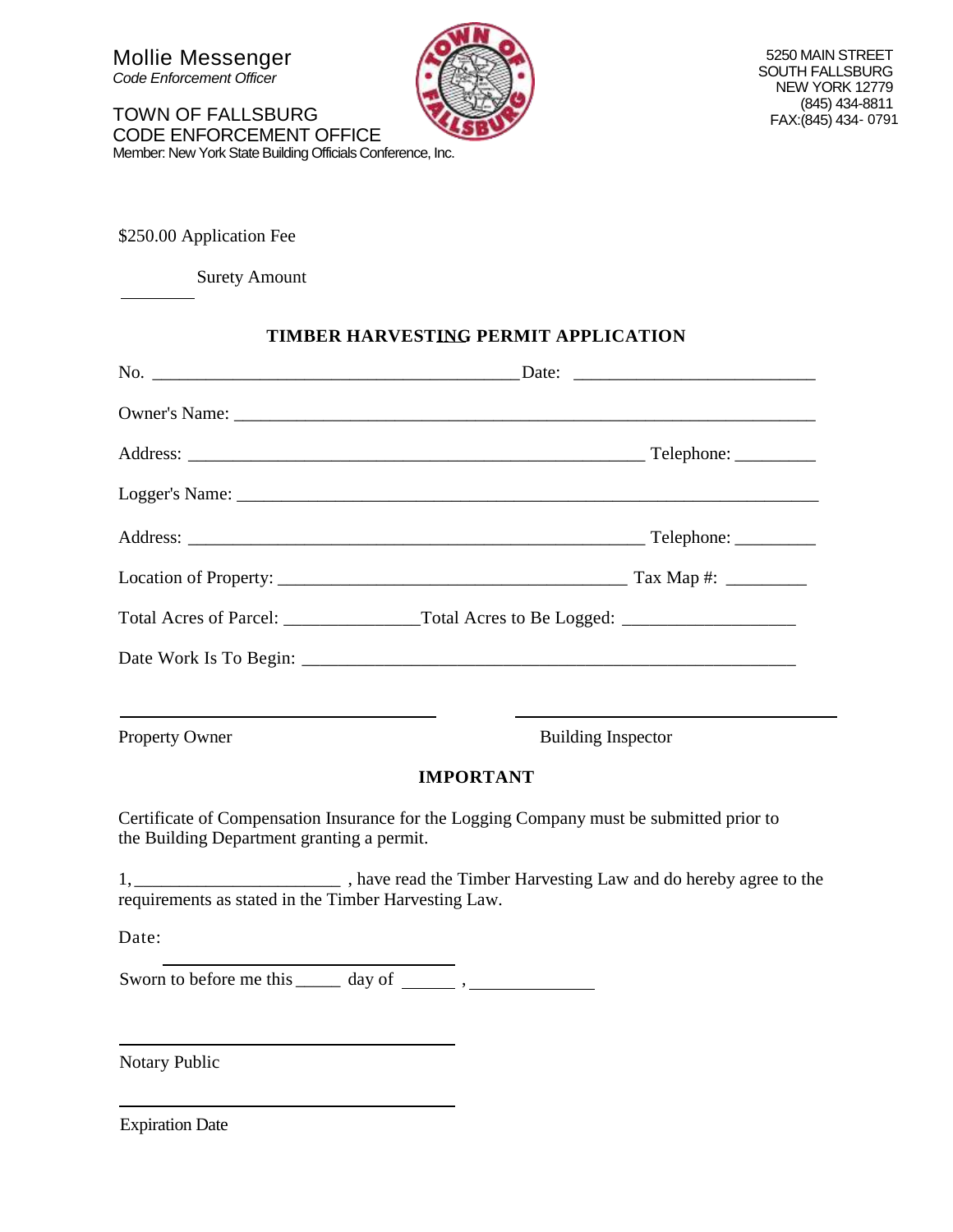Mollie Messenger
*Code Enforcement Officer*

TOWN OF FALLSBURG
CODE ENFORCEMENT OFFICE
Member: New York State Building Officials Conference, Inc.

5250 MAIN STREET
SOUTH FALLSBURG
NEW YORK 12779
(845) 434-8811
FAX:(845) 434- 0791

$250.00 Application Fee

________ Surety Amount

## TIMBER HARVESTING PERMIT APPLICATION

No. ________________________________________ Date: __________________________

Owner's Name: ______________________________________________________________

Address: __________________________________________________ Telephone: _________

Logger's Name: ______________________________________________________________

Address: __________________________________________________ Telephone: _________

Location of Property: ______________________________________ Tax Map #: _________

Total Acres of Parcel: ______________Total Acres to Be Logged: __________________

Date Work Is To Begin: _____________________________________________________

___________________________________ ___________________________________

Property Owner Building Inspector

**IMPORTANT**

Certificate of Compensation Insurance for the Logging Company must be submitted prior to the Building Department granting a permit.

1, ______________________ , have read the Timber Harvesting Law and do hereby agree to the requirements as stated in the Timber Harvesting Law.

Date: ________________________________

Sworn to before me this _____ day of ______ , _____________

___________________________________

Notary Public

___________________________________

Expiration Date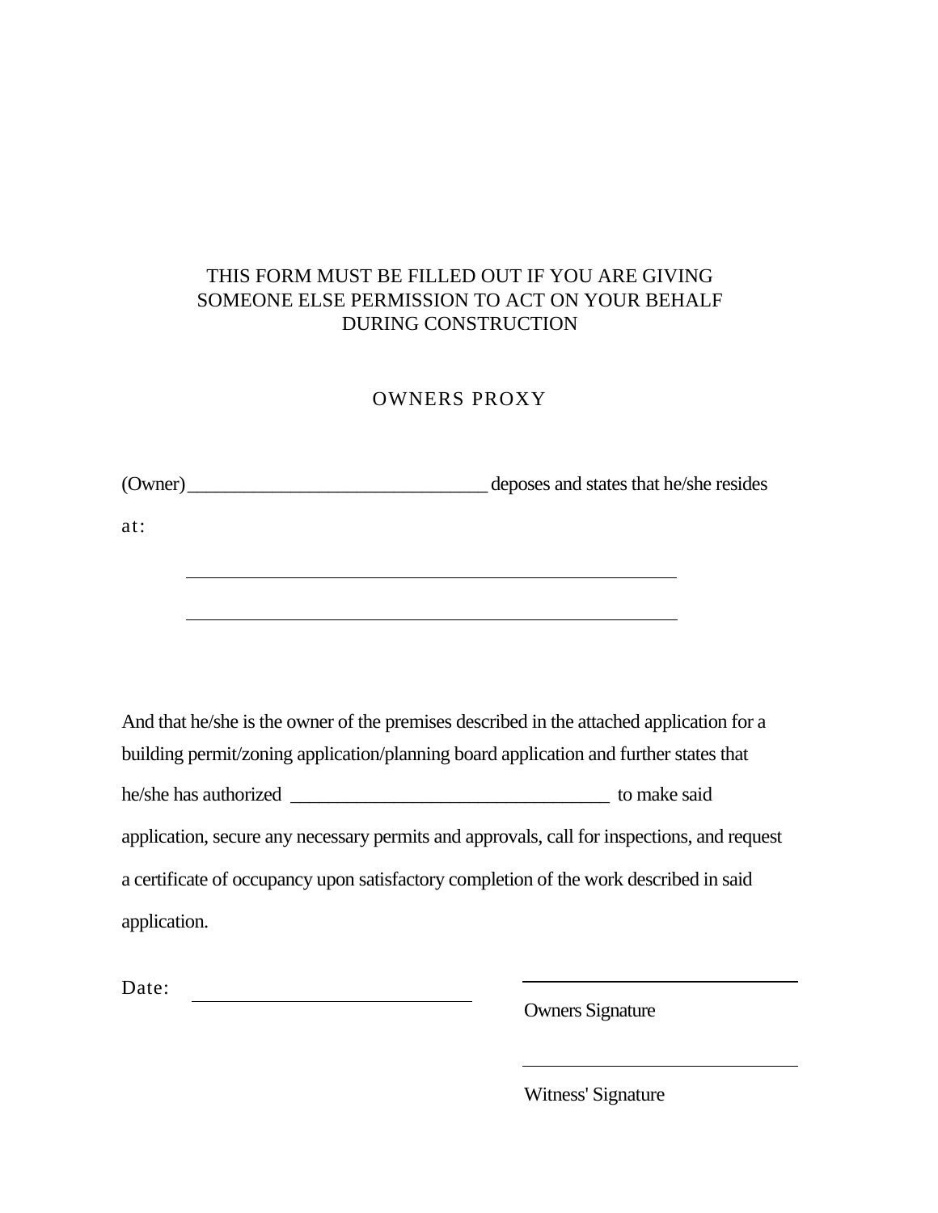THIS FORM MUST BE FILLED OUT IF YOU ARE GIVING SOMEONE ELSE PERMISSION TO ACT ON YOUR BEHALF DURING CONSTRUCTION

## OWNERS PROXY

(Owner)________________________________ deposes and states that he/she resides

at:

_____________________________________________________

_____________________________________________________

And that he/she is the owner of the premises described in the attached application for a building permit/zoning application/planning board application and further states that he/she has authorized __________________________________ to make said application, secure any necessary permits and approvals, call for inspections, and request a certificate of occupancy upon satisfactory completion of the work described in said application.

Date: ______________________________

______________________________
Owners Signature

______________________________
Witness' Signature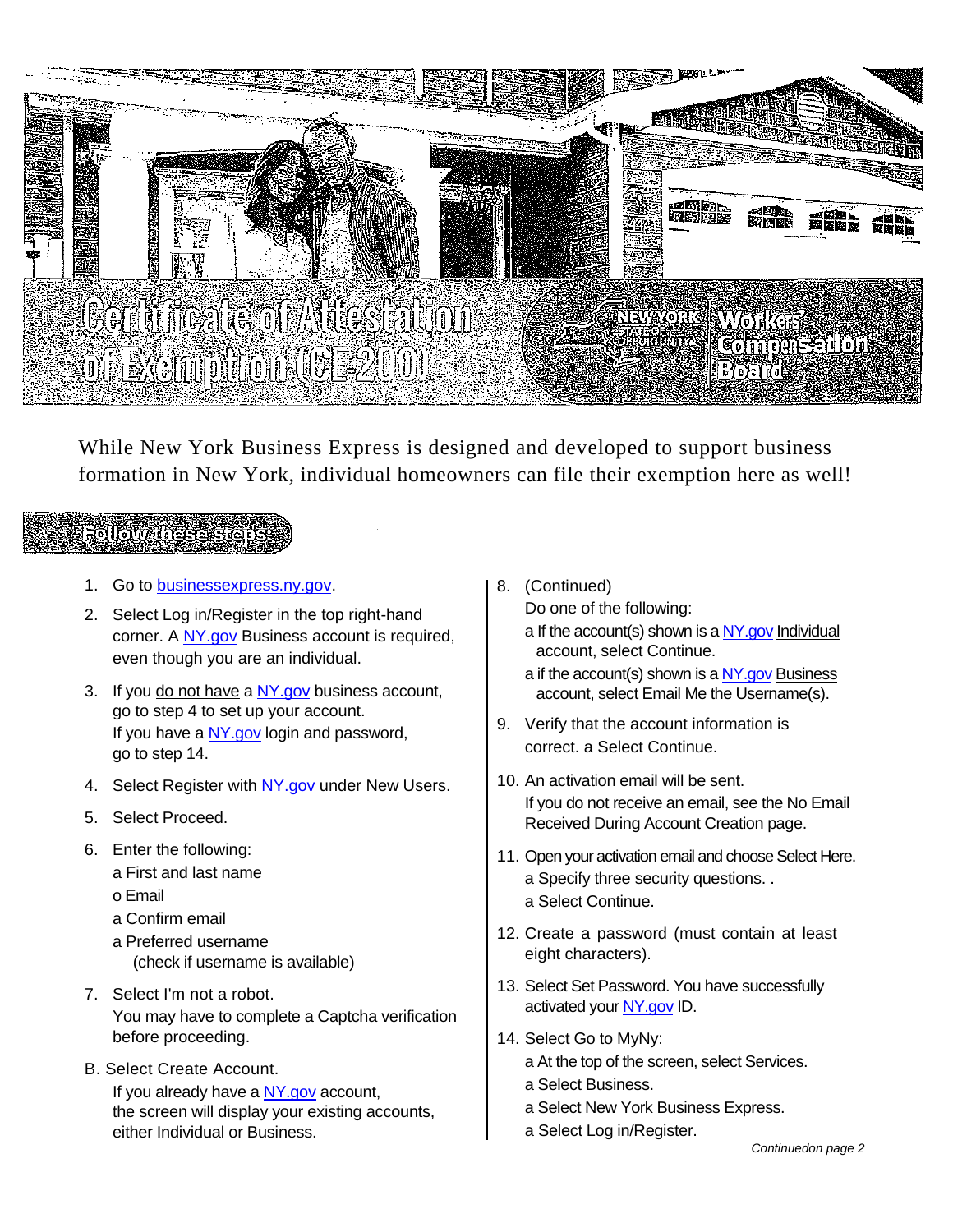# Certificate of Attestation of Exemption (CE-200)

New York State of Opportunity | Workers' Compensation Board

While New York Business Express is designed and developed to support business formation in New York, individual homeowners can file their exemption here as well!

## Follow these steps:

1. Go to businessexpress.ny.gov.
2. Select Log in/Register in the top right-hand corner. A NY.gov Business account is required, even though you are an individual.
3. If you do not have a NY.gov business account, go to step 4 to set up your account.
   If you have a NY.gov login and password, go to step 14.
4. Select Register with NY.gov under New Users.
5. Select Proceed.
6. Enter the following:
   a First and last name
   o Email
   a Confirm email
   a Preferred username
   (check if username is available)
7. Select I'm not a robot.
   You may have to complete a Captcha verification before proceeding.

B. Select Create Account.
   If you already have a NY.gov account, the screen will display your existing accounts, either Individual or Business.

8. (Continued)
   Do one of the following:
   a If the account(s) shown is a NY.gov Individual account, select Continue.
   a if the account(s) shown is a NY.gov Business account, select Email Me the Username(s).
9. Verify that the account information is correct. a Select Continue.
10. An activation email will be sent.
    If you do not receive an email, see the No Email Received During Account Creation page.
11. Open your activation email and choose Select Here.
    a Specify three security questions. .
    a Select Continue.
12. Create a password (must contain at least eight characters).
13. Select Set Password. You have successfully activated your NY.gov ID.
14. Select Go to MyNy:
    a At the top of the screen, select Services.
    a Select Business.
    a Select New York Business Express.
    a Select Log in/Register.

*Continuedon page 2*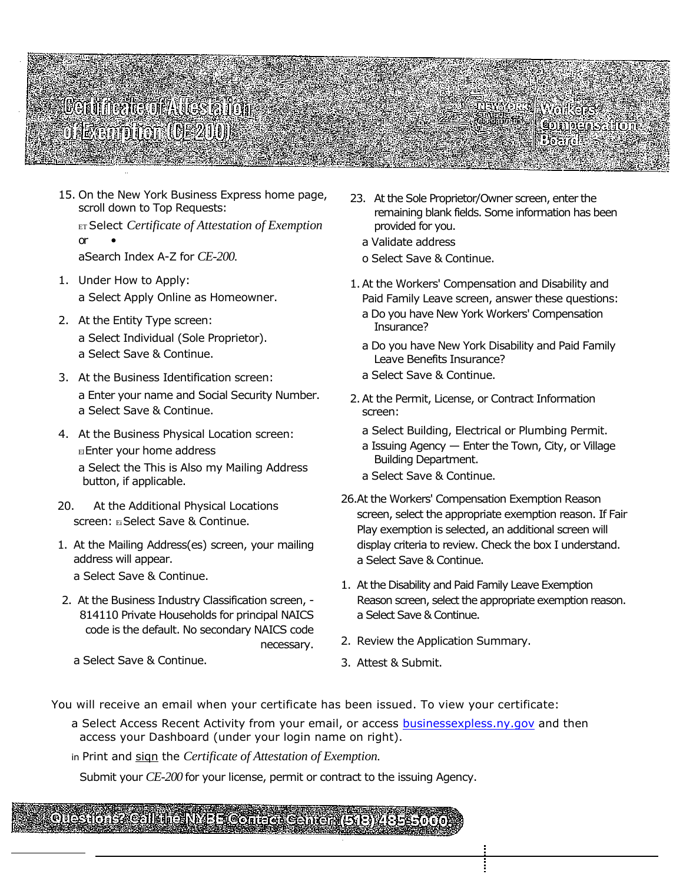# Certificate of Attestation of Exemption (CE-200)

New York State Workers' Compensation Board

15. On the New York Business Express home page, scroll down to Top Requests:
    - Select *Certificate of Attestation of Exemption*
    
    or •
    
    - Search Index A-Z for *CE-200.*
1. Under How to Apply:
    - Select Apply Online as Homeowner.
2. At the Entity Type screen:
    - Select Individual (Sole Proprietor).
    - Select Save & Continue.
3. At the Business Identification screen:
    - Enter your name and Social Security Number.
    - Select Save & Continue.
4. At the Business Physical Location screen:
    - Enter your home address
    - Select the This is Also my Mailing Address button, if applicable.

20. At the Additional Physical Locations screen:
    - Select Save & Continue.
1. At the Mailing Address(es) screen, your mailing address will appear.
    - Select Save & Continue.
2. At the Business Industry Classification screen, - 814110 Private Households for principal NAICS code is the default. No secondary NAICS code necessary.
    - Select Save & Continue.

23. At the Sole Proprietor/Owner screen, enter the remaining blank fields. Some information has been provided for you.
    - Validate address
    - Select Save & Continue.
1. At the Workers' Compensation and Disability and Paid Family Leave screen, answer these questions:
    - Do you have New York Workers' Compensation Insurance?
    - Do you have New York Disability and Paid Family Leave Benefits Insurance?
    - Select Save & Continue.
2. At the Permit, License, or Contract Information screen:
    - Select Building, Electrical or Plumbing Permit.
    - Issuing Agency — Enter the Town, City, or Village Building Department.
    - Select Save & Continue.

26. At the Workers' Compensation Exemption Reason screen, select the appropriate exemption reason. If Fair Play exemption is selected, an additional screen will display criteria to review. Check the box I understand.
    - Select Save & Continue.
1. At the Disability and Paid Family Leave Exemption Reason screen, select the appropriate exemption reason.
    - Select Save & Continue.
2. Review the Application Summary.
3. Attest & Submit.

You will receive an email when your certificate has been issued. To view your certificate:

- Select Access Recent Activity from your email, or access businessexpless.ny.gov and then access your Dashboard (under your login name on right).
- Print and sign the *Certificate of Attestation of Exemption.*

Submit your *CE-200* for your license, permit or contract to the issuing Agency.

**Questions: Call the NYBE Contact Center (518) 485-5000**